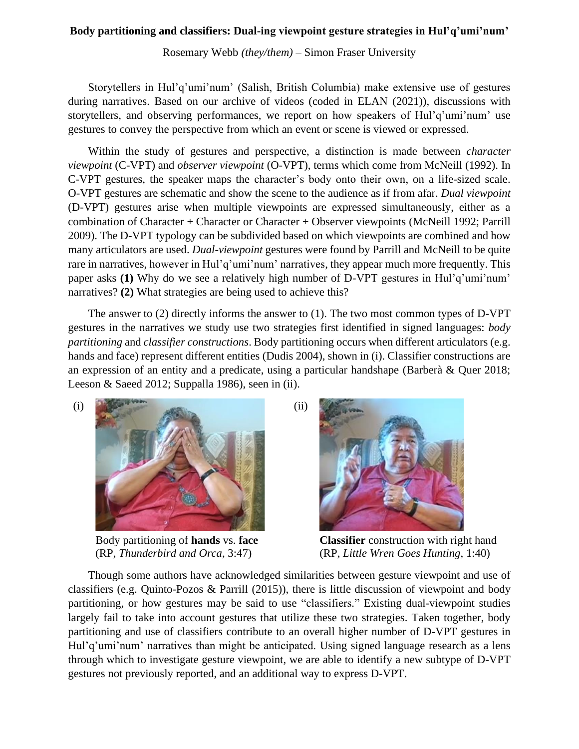**Body partitioning and classifiers: Dual-ing viewpoint gesture strategies in Hul'q'umi'num'**

Rosemary Webb *(they/them)* – Simon Fraser University

Storytellers in Hul'q'umi'num' (Salish, British Columbia) make extensive use of gestures during narratives. Based on our archive of videos (coded in ELAN (2021)), discussions with storytellers, and observing performances, we report on how speakers of Hul'q'umi'num' use gestures to convey the perspective from which an event or scene is viewed or expressed.

Within the study of gestures and perspective, a distinction is made between *character viewpoint* (C-VPT) and *observer viewpoint* (O-VPT), terms which come from McNeill (1992). In C-VPT gestures, the speaker maps the character's body onto their own, on a life-sized scale. O-VPT gestures are schematic and show the scene to the audience as if from afar. *Dual viewpoint* (D-VPT) gestures arise when multiple viewpoints are expressed simultaneously, either as a combination of Character + Character or Character + Observer viewpoints (McNeill 1992; Parrill 2009). The D-VPT typology can be subdivided based on which viewpoints are combined and how many articulators are used. *Dual-viewpoint* gestures were found by Parrill and McNeill to be quite rare in narratives, however in Hul'q'umi'num' narratives, they appear much more frequently. This paper asks **(1)** Why do we see a relatively high number of D-VPT gestures in Hul'q'umi'num' narratives? **(2)** What strategies are being used to achieve this?

The answer to (2) directly informs the answer to (1). The two most common types of D-VPT gestures in the narratives we study use two strategies first identified in signed languages: *body partitioning* and *classifier constructions*. Body partitioning occurs when different articulators (e.g. hands and face) represent different entities (Dudis 2004), shown in (i). Classifier constructions are an expression of an entity and a predicate, using a particular handshape (Barberà & Quer 2018; Leeson & Saeed 2012; Suppalla 1986), seen in (ii).

(i)

Body partitioning of **hands** vs. **face** (RP, *Thunderbird and Orca*, 3:47)

(ii)

**Classifier** construction with right hand (RP, *Little Wren Goes Hunting*, 1:40)

Though some authors have acknowledged similarities between gesture viewpoint and use of classifiers (e.g. Quinto-Pozos & Parrill (2015)), there is little discussion of viewpoint and body partitioning, or how gestures may be said to use "classifiers." Existing dual-viewpoint studies largely fail to take into account gestures that utilize these two strategies. Taken together, body partitioning and use of classifiers contribute to an overall higher number of D-VPT gestures in Hul'q'umi'num' narratives than might be anticipated. Using signed language research as a lens through which to investigate gesture viewpoint, we are able to identify a new subtype of D-VPT gestures not previously reported, and an additional way to express D-VPT.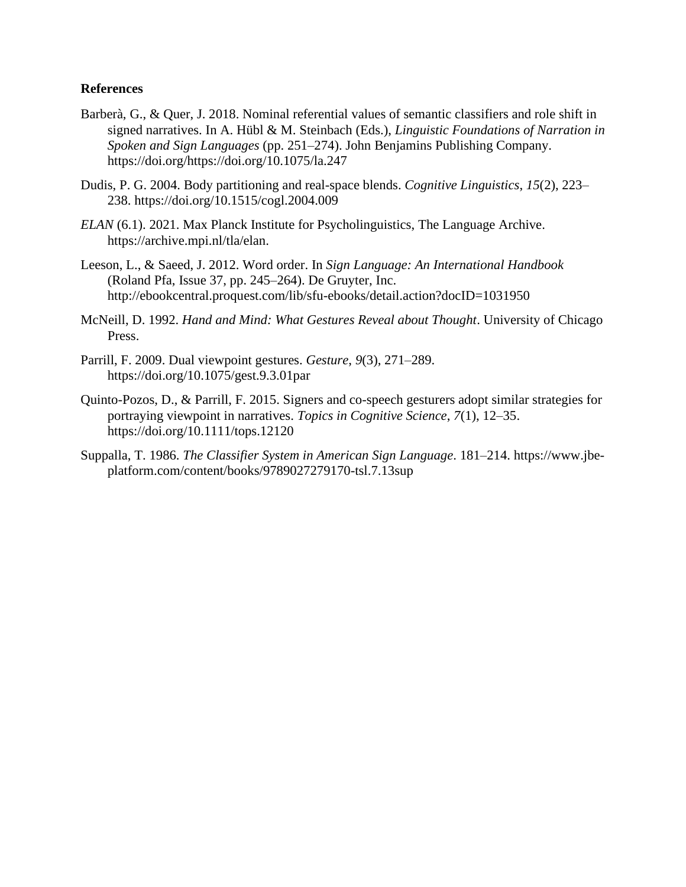**References**

Barberà, G., & Quer, J. 2018. Nominal referential values of semantic classifiers and role shift in signed narratives. In A. Hübl & M. Steinbach (Eds.), *Linguistic Foundations of Narration in Spoken and Sign Languages* (pp. 251–274). John Benjamins Publishing Company. https://doi.org/https://doi.org/10.1075/la.247

Dudis, P. G. 2004. Body partitioning and real-space blends. *Cognitive Linguistics*, *15*(2), 223–238. https://doi.org/10.1515/cogl.2004.009

*ELAN* (6.1). 2021. Max Planck Institute for Psycholinguistics, The Language Archive. https://archive.mpi.nl/tla/elan.

Leeson, L., & Saeed, J. 2012. Word order. In *Sign Language: An International Handbook* (Roland Pfa, Issue 37, pp. 245–264). De Gruyter, Inc. http://ebookcentral.proquest.com/lib/sfu-ebooks/detail.action?docID=1031950

McNeill, D. 1992. *Hand and Mind: What Gestures Reveal about Thought*. University of Chicago Press.

Parrill, F. 2009. Dual viewpoint gestures. *Gesture*, *9*(3), 271–289. https://doi.org/10.1075/gest.9.3.01par

Quinto-Pozos, D., & Parrill, F. 2015. Signers and co-speech gesturers adopt similar strategies for portraying viewpoint in narratives. *Topics in Cognitive Science*, *7*(1), 12–35. https://doi.org/10.1111/tops.12120

Suppalla, T. 1986. *The Classifier System in American Sign Language*. 181–214. https://www.jbe-platform.com/content/books/9789027279170-tsl.7.13sup